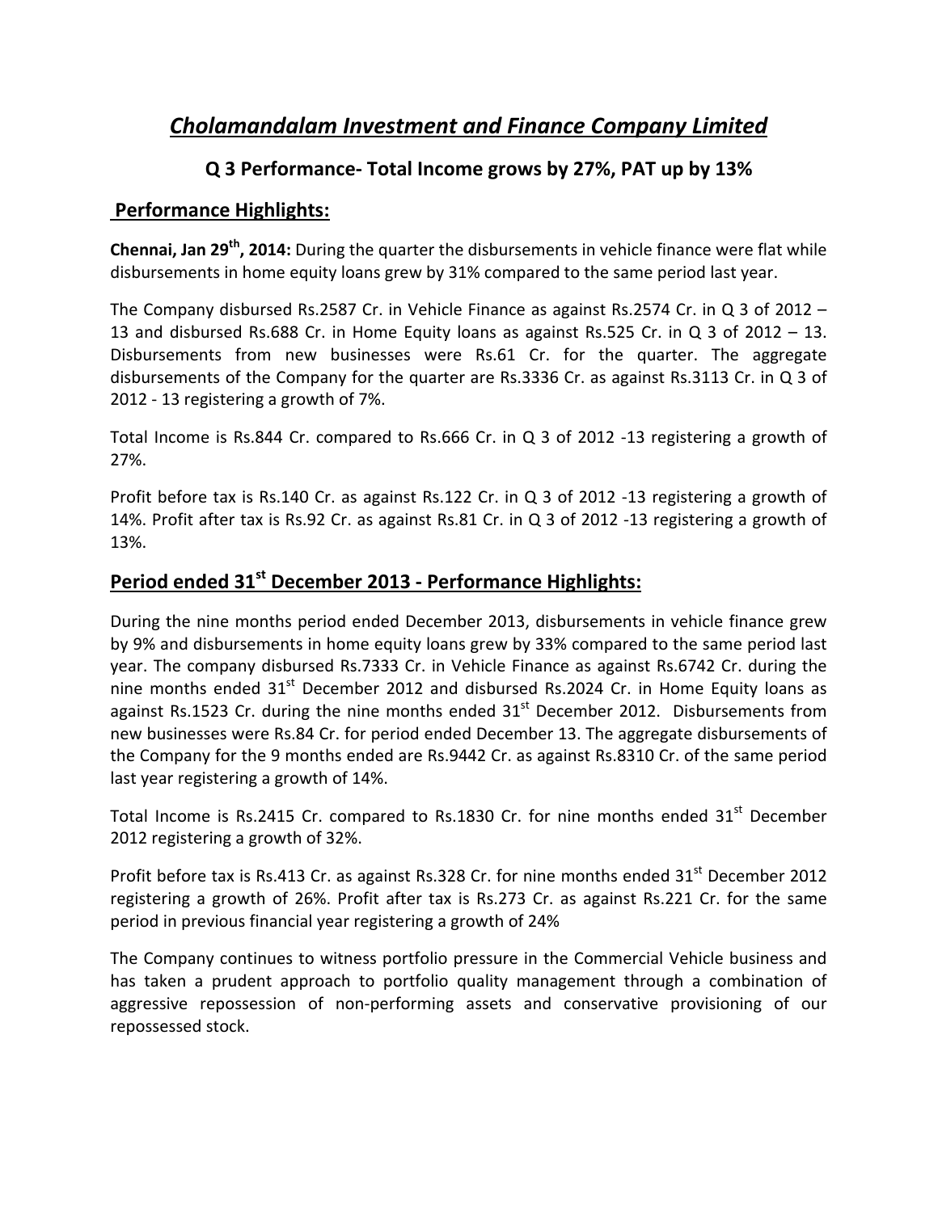# *Cholamandalam Investment and Finance Company Limited*

## Q 3 Performance- Total Income grows by 27%, PAT up by 13%

## Performance Highlights:

**Chennai, Jan 29th, 2014:** During the quarter the disbursements in vehicle finance were flat while disbursements in home equity loans grew by 31% compared to the same period last year.

The Company disbursed Rs.2587 Cr. in Vehicle Finance as against Rs.2574 Cr. in Q 3 of 2012 – 13 and disbursed Rs.688 Cr. in Home Equity loans as against Rs.525 Cr. in Q 3 of 2012 – 13. Disbursements from new businesses were Rs.61 Cr. for the quarter. The aggregate disbursements of the Company for the quarter are Rs.3336 Cr. as against Rs.3113 Cr. in Q 3 of 2012 - 13 registering a growth of 7%.

Total Income is Rs.844 Cr. compared to Rs.666 Cr. in Q 3 of 2012 -13 registering a growth of 27%.

Profit before tax is Rs.140 Cr. as against Rs.122 Cr. in Q 3 of 2012 -13 registering a growth of 14%. Profit after tax is Rs.92 Cr. as against Rs.81 Cr. in Q 3 of 2012 -13 registering a growth of 13%.

## Period ended 31st December 2013 - Performance Highlights:

During the nine months period ended December 2013, disbursements in vehicle finance grew by 9% and disbursements in home equity loans grew by 33% compared to the same period last year. The company disbursed Rs.7333 Cr. in Vehicle Finance as against Rs.6742 Cr. during the nine months ended 31st December 2012 and disbursed Rs.2024 Cr. in Home Equity loans as against Rs.1523 Cr. during the nine months ended 31st December 2012. Disbursements from new businesses were Rs.84 Cr. for period ended December 13. The aggregate disbursements of the Company for the 9 months ended are Rs.9442 Cr. as against Rs.8310 Cr. of the same period last year registering a growth of 14%.

Total Income is Rs.2415 Cr. compared to Rs.1830 Cr. for nine months ended 31st December 2012 registering a growth of 32%.

Profit before tax is Rs.413 Cr. as against Rs.328 Cr. for nine months ended 31st December 2012 registering a growth of 26%. Profit after tax is Rs.273 Cr. as against Rs.221 Cr. for the same period in previous financial year registering a growth of 24%

The Company continues to witness portfolio pressure in the Commercial Vehicle business and has taken a prudent approach to portfolio quality management through a combination of aggressive repossession of non-performing assets and conservative provisioning of our repossessed stock.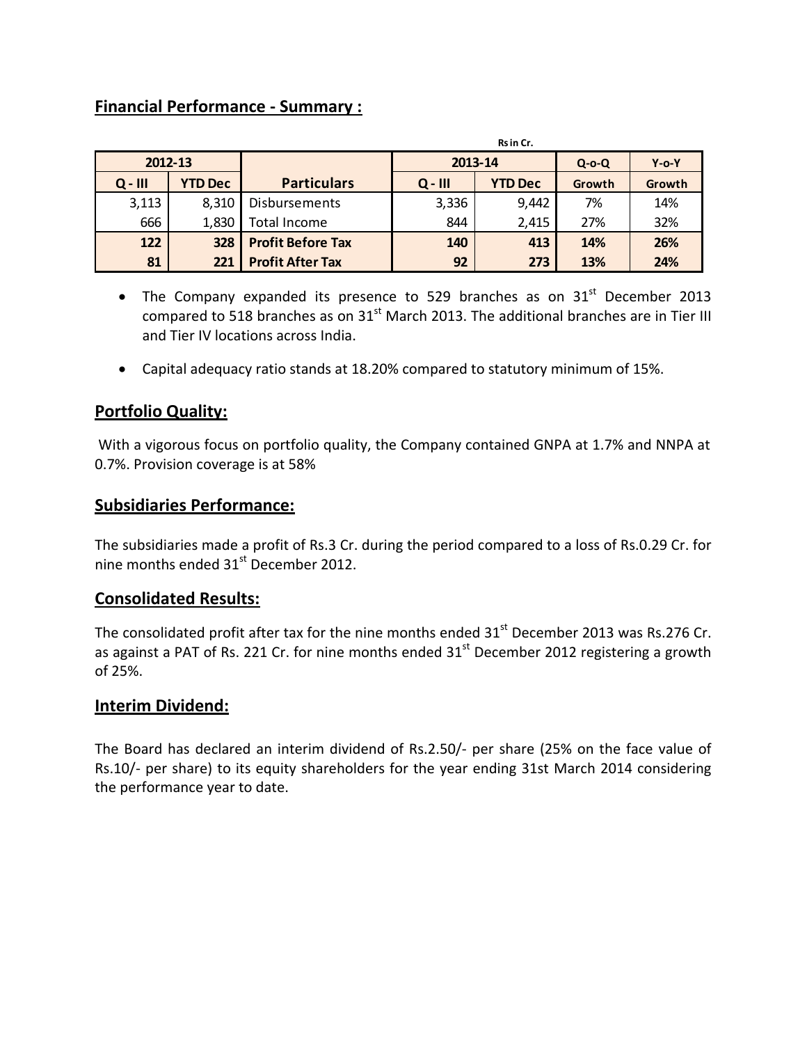## Financial Performance - Summary :

Rs in Cr.

| 2012-13 | | | 2013-14 | | Q-o-Q | Y-o-Y |
|---|---|---|---|---|---|---|
| Q - III | YTD Dec | Particulars | Q - III | YTD Dec | Growth | Growth |
| 3,113 | 8,310 | Disbursements | 3,336 | 9,442 | 7% | 14% |
| 666 | 1,830 | Total Income | 844 | 2,415 | 27% | 32% |
| **122** | **328** | **Profit Before Tax** | **140** | **413** | **14%** | **26%** |
| **81** | **221** | **Profit After Tax** | **92** | **273** | **13%** | **24%** |

- The Company expanded its presence to 529 branches as on 31st December 2013 compared to 518 branches as on 31st March 2013. The additional branches are in Tier III and Tier IV locations across India.
- Capital adequacy ratio stands at 18.20% compared to statutory minimum of 15%.

## Portfolio Quality:

With a vigorous focus on portfolio quality, the Company contained GNPA at 1.7% and NNPA at 0.7%. Provision coverage is at 58%

## Subsidiaries Performance:

The subsidiaries made a profit of Rs.3 Cr. during the period compared to a loss of Rs.0.29 Cr. for nine months ended 31st December 2012.

## Consolidated Results:

The consolidated profit after tax for the nine months ended 31st December 2013 was Rs.276 Cr. as against a PAT of Rs. 221 Cr. for nine months ended 31st December 2012 registering a growth of 25%.

## Interim Dividend:

The Board has declared an interim dividend of Rs.2.50/- per share (25% on the face value of Rs.10/- per share) to its equity shareholders for the year ending 31st March 2014 considering the performance year to date.